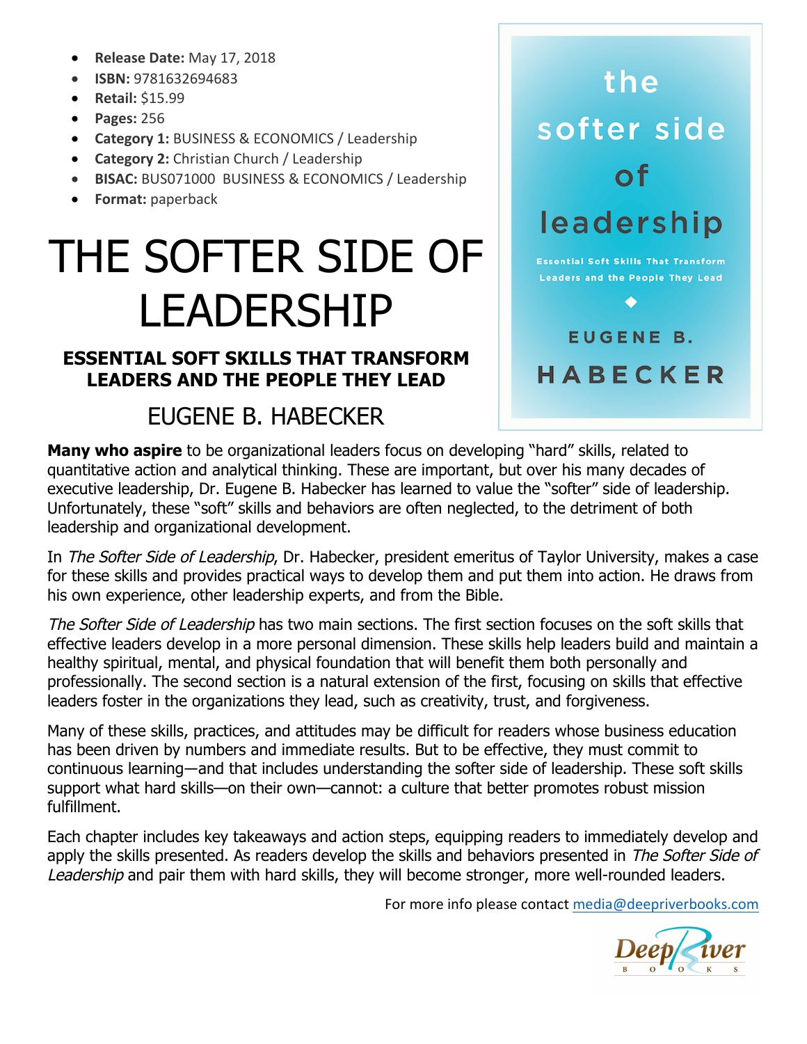- **Release Date:** May 17, 2018
- **ISBN:** 9781632694683
- **Retail:** $15.99
- **Pages:** 256
- **Category 1:** BUSINESS & ECONOMICS / Leadership
- **Category 2:** Christian Church / Leadership
- **BISAC:** BUS071000 BUSINESS & ECONOMICS / Leadership
- **Format:** paperback

# THE SOFTER SIDE OF LEADERSHIP

### ESSENTIAL SOFT SKILLS THAT TRANSFORM LEADERS AND THE PEOPLE THEY LEAD

## EUGENE B. HABECKER

**Many who aspire** to be organizational leaders focus on developing "hard" skills, related to quantitative action and analytical thinking. These are important, but over his many decades of executive leadership, Dr. Eugene B. Habecker has learned to value the "softer" side of leadership. Unfortunately, these "soft" skills and behaviors are often neglected, to the detriment of both leadership and organizational development.

In *The Softer Side of Leadership*, Dr. Habecker, president emeritus of Taylor University, makes a case for these skills and provides practical ways to develop them and put them into action. He draws from his own experience, other leadership experts, and from the Bible.

*The Softer Side of Leadership* has two main sections. The first section focuses on the soft skills that effective leaders develop in a more personal dimension. These skills help leaders build and maintain a healthy spiritual, mental, and physical foundation that will benefit them both personally and professionally. The second section is a natural extension of the first, focusing on skills that effective leaders foster in the organizations they lead, such as creativity, trust, and forgiveness.

Many of these skills, practices, and attitudes may be difficult for readers whose business education has been driven by numbers and immediate results. But to be effective, they must commit to continuous learning—and that includes understanding the softer side of leadership. These soft skills support what hard skills—on their own—cannot: a culture that better promotes robust mission fulfillment.

Each chapter includes key takeaways and action steps, equipping readers to immediately develop and apply the skills presented. As readers develop the skills and behaviors presented in *The Softer Side of Leadership* and pair them with hard skills, they will become stronger, more well-rounded leaders.

For more info please contact media@deepriverbooks.com

Deep River Books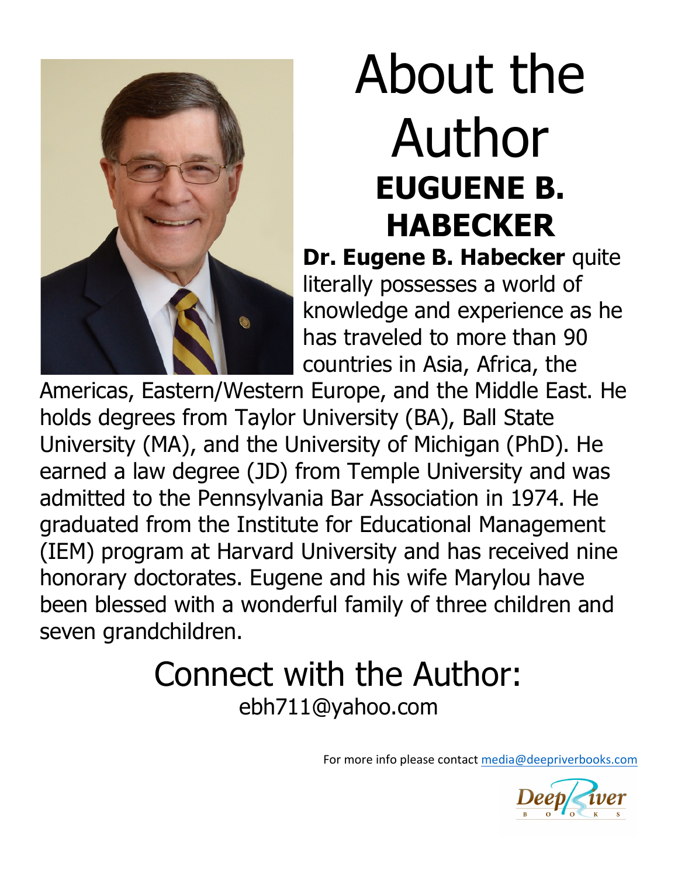# About the Author

## EUGUENE B. HABECKER

**Dr. Eugene B. Habecker** quite literally possesses a world of knowledge and experience as he has traveled to more than 90 countries in Asia, Africa, the Americas, Eastern/Western Europe, and the Middle East. He holds degrees from Taylor University (BA), Ball State University (MA), and the University of Michigan (PhD). He earned a law degree (JD) from Temple University and was admitted to the Pennsylvania Bar Association in 1974. He graduated from the Institute for Educational Management (IEM) program at Harvard University and has received nine honorary doctorates. Eugene and his wife Marylou have been blessed with a wonderful family of three children and seven grandchildren.

## Connect with the Author:

ebh711@yahoo.com

For more info please contact media@deepriverbooks.com

Deep River BOOKS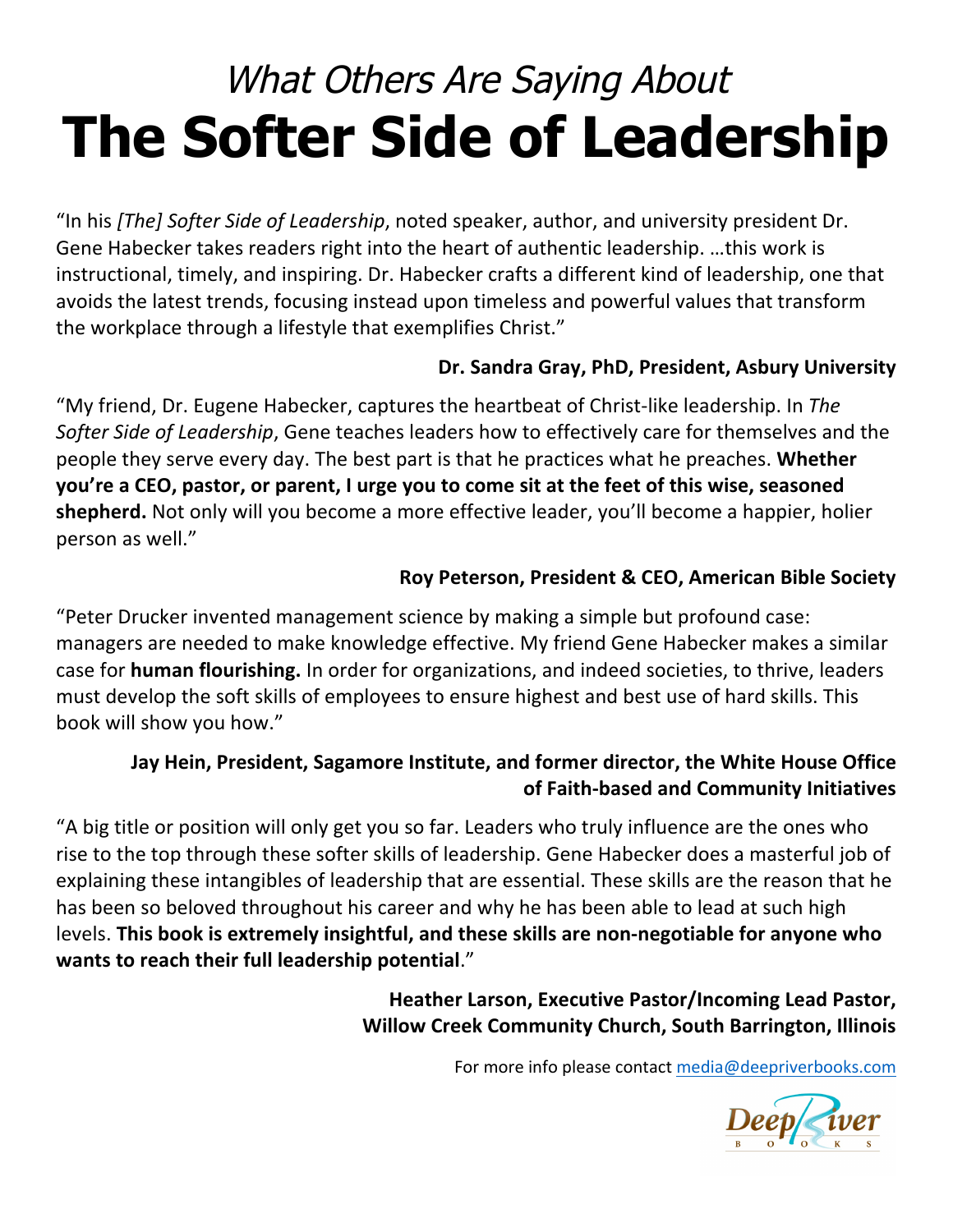# *What Others Are Saying About* The Softer Side of Leadership

"In his *[The] Softer Side of Leadership*, noted speaker, author, and university president Dr. Gene Habecker takes readers right into the heart of authentic leadership. …this work is instructional, timely, and inspiring. Dr. Habecker crafts a different kind of leadership, one that avoids the latest trends, focusing instead upon timeless and powerful values that transform the workplace through a lifestyle that exemplifies Christ."

**Dr. Sandra Gray, PhD, President, Asbury University**

"My friend, Dr. Eugene Habecker, captures the heartbeat of Christ-like leadership. In *The Softer Side of Leadership*, Gene teaches leaders how to effectively care for themselves and the people they serve every day. The best part is that he practices what he preaches. **Whether you're a CEO, pastor, or parent, I urge you to come sit at the feet of this wise, seasoned shepherd.** Not only will you become a more effective leader, you'll become a happier, holier person as well."

**Roy Peterson, President & CEO, American Bible Society**

"Peter Drucker invented management science by making a simple but profound case: managers are needed to make knowledge effective. My friend Gene Habecker makes a similar case for **human flourishing.** In order for organizations, and indeed societies, to thrive, leaders must develop the soft skills of employees to ensure highest and best use of hard skills. This book will show you how."

**Jay Hein, President, Sagamore Institute, and former director, the White House Office of Faith-based and Community Initiatives**

"A big title or position will only get you so far. Leaders who truly influence are the ones who rise to the top through these softer skills of leadership. Gene Habecker does a masterful job of explaining these intangibles of leadership that are essential. These skills are the reason that he has been so beloved throughout his career and why he has been able to lead at such high levels. **This book is extremely insightful, and these skills are non-negotiable for anyone who wants to reach their full leadership potential**."

**Heather Larson, Executive Pastor/Incoming Lead Pastor, Willow Creek Community Church, South Barrington, Illinois**

For more info please contact media@deepriverbooks.com

Deep River BOOKS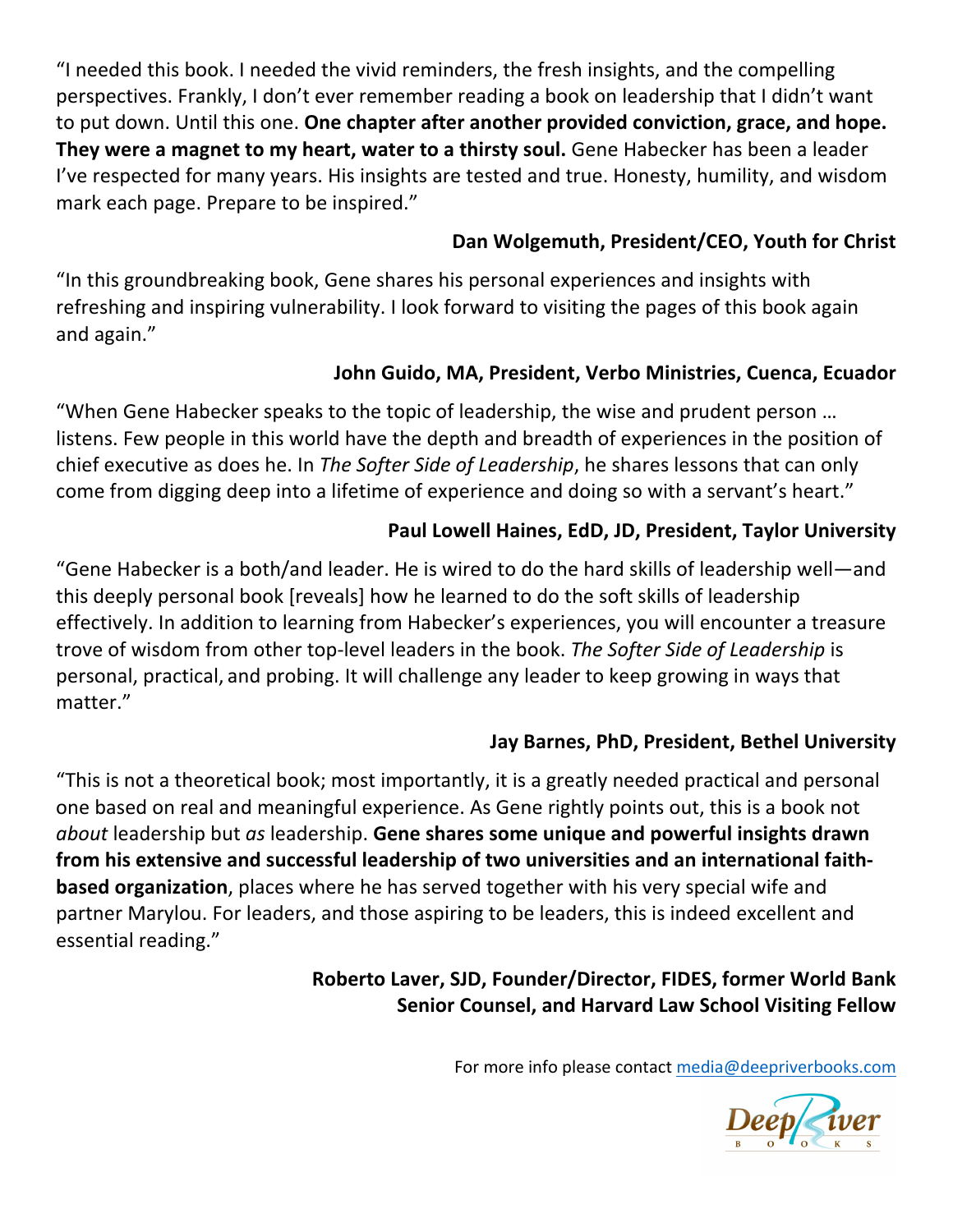"I needed this book. I needed the vivid reminders, the fresh insights, and the compelling perspectives. Frankly, I don't ever remember reading a book on leadership that I didn't want to put down. Until this one. **One chapter after another provided conviction, grace, and hope. They were a magnet to my heart, water to a thirsty soul.** Gene Habecker has been a leader I've respected for many years. His insights are tested and true. Honesty, humility, and wisdom mark each page. Prepare to be inspired."

**Dan Wolgemuth, President/CEO, Youth for Christ**

"In this groundbreaking book, Gene shares his personal experiences and insights with refreshing and inspiring vulnerability. I look forward to visiting the pages of this book again and again."

**John Guido, MA, President, Verbo Ministries, Cuenca, Ecuador**

"When Gene Habecker speaks to the topic of leadership, the wise and prudent person … listens. Few people in this world have the depth and breadth of experiences in the position of chief executive as does he. In *The Softer Side of Leadership*, he shares lessons that can only come from digging deep into a lifetime of experience and doing so with a servant's heart."

**Paul Lowell Haines, EdD, JD, President, Taylor University**

"Gene Habecker is a both/and leader. He is wired to do the hard skills of leadership well—and this deeply personal book [reveals] how he learned to do the soft skills of leadership effectively. In addition to learning from Habecker's experiences, you will encounter a treasure trove of wisdom from other top-level leaders in the book. *The Softer Side of Leadership* is personal, practical, and probing. It will challenge any leader to keep growing in ways that matter."

**Jay Barnes, PhD, President, Bethel University**

"This is not a theoretical book; most importantly, it is a greatly needed practical and personal one based on real and meaningful experience. As Gene rightly points out, this is a book not *about* leadership but *as* leadership. **Gene shares some unique and powerful insights drawn from his extensive and successful leadership of two universities and an international faith-based organization**, places where he has served together with his very special wife and partner Marylou. For leaders, and those aspiring to be leaders, this is indeed excellent and essential reading."

**Roberto Laver, SJD, Founder/Director, FIDES, former World Bank Senior Counsel, and Harvard Law School Visiting Fellow**

For more info please contact media@deepriverbooks.com

Deep River BOOKS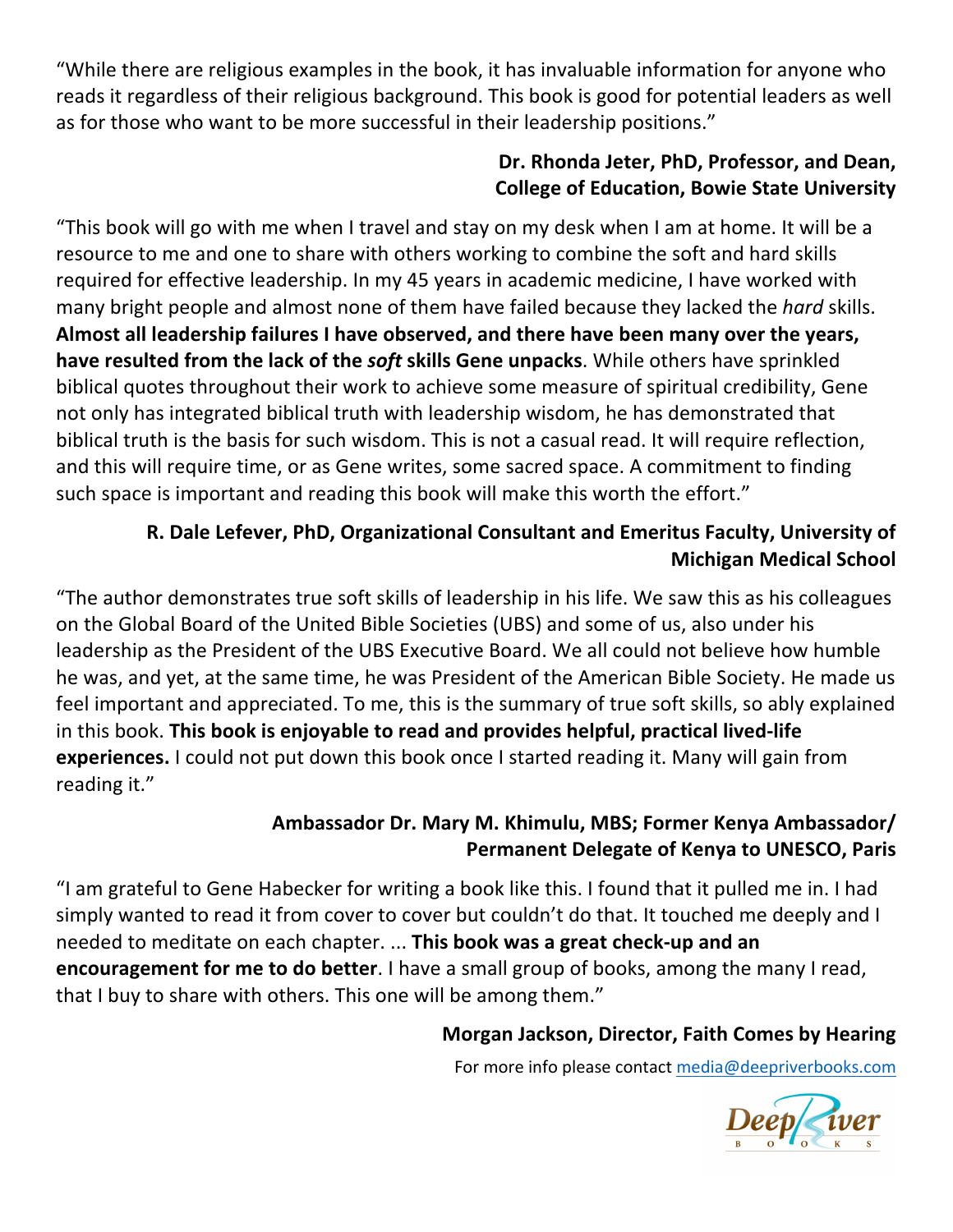"While there are religious examples in the book, it has invaluable information for anyone who reads it regardless of their religious background. This book is good for potential leaders as well as for those who want to be more successful in their leadership positions."

**Dr. Rhonda Jeter, PhD, Professor, and Dean, College of Education, Bowie State University**

"This book will go with me when I travel and stay on my desk when I am at home. It will be a resource to me and one to share with others working to combine the soft and hard skills required for effective leadership. In my 45 years in academic medicine, I have worked with many bright people and almost none of them have failed because they lacked the *hard* skills. **Almost all leadership failures I have observed, and there have been many over the years, have resulted from the lack of the *soft* skills Gene unpacks**. While others have sprinkled biblical quotes throughout their work to achieve some measure of spiritual credibility, Gene not only has integrated biblical truth with leadership wisdom, he has demonstrated that biblical truth is the basis for such wisdom. This is not a casual read. It will require reflection, and this will require time, or as Gene writes, some sacred space. A commitment to finding such space is important and reading this book will make this worth the effort."

**R. Dale Lefever, PhD, Organizational Consultant and Emeritus Faculty, University of Michigan Medical School**

"The author demonstrates true soft skills of leadership in his life. We saw this as his colleagues on the Global Board of the United Bible Societies (UBS) and some of us, also under his leadership as the President of the UBS Executive Board. We all could not believe how humble he was, and yet, at the same time, he was President of the American Bible Society. He made us feel important and appreciated. To me, this is the summary of true soft skills, so ably explained in this book. **This book is enjoyable to read and provides helpful, practical lived-life experiences.** I could not put down this book once I started reading it. Many will gain from reading it."

**Ambassador Dr. Mary M. Khimulu, MBS; Former Kenya Ambassador/ Permanent Delegate of Kenya to UNESCO, Paris**

"I am grateful to Gene Habecker for writing a book like this. I found that it pulled me in. I had simply wanted to read it from cover to cover but couldn't do that. It touched me deeply and I needed to meditate on each chapter. ... **This book was a great check-up and an encouragement for me to do better**. I have a small group of books, among the many I read, that I buy to share with others. This one will be among them."

**Morgan Jackson, Director, Faith Comes by Hearing**

For more info please contact media@deepriverbooks.com

Deep River BOOKS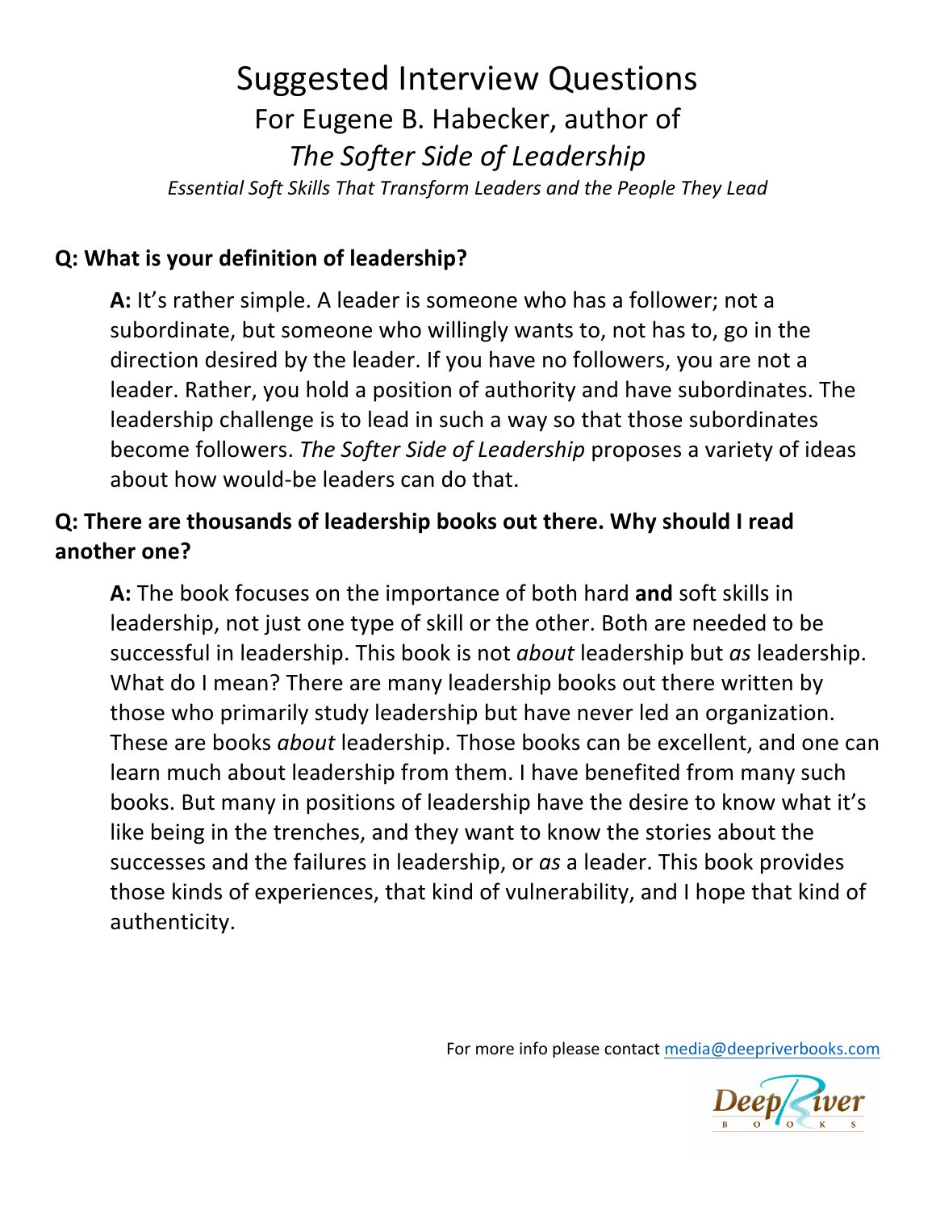# Suggested Interview Questions

## For Eugene B. Habecker, author of *The Softer Side of Leadership*

*Essential Soft Skills That Transform Leaders and the People They Lead*

**Q: What is your definition of leadership?**

**A:** It's rather simple. A leader is someone who has a follower; not a subordinate, but someone who willingly wants to, not has to, go in the direction desired by the leader. If you have no followers, you are not a leader. Rather, you hold a position of authority and have subordinates. The leadership challenge is to lead in such a way so that those subordinates become followers. *The Softer Side of Leadership* proposes a variety of ideas about how would-be leaders can do that.

**Q: There are thousands of leadership books out there. Why should I read another one?**

**A:** The book focuses on the importance of both hard **and** soft skills in leadership, not just one type of skill or the other. Both are needed to be successful in leadership. This book is not *about* leadership but *as* leadership. What do I mean? There are many leadership books out there written by those who primarily study leadership but have never led an organization. These are books *about* leadership. Those books can be excellent, and one can learn much about leadership from them. I have benefited from many such books. But many in positions of leadership have the desire to know what it's like being in the trenches, and they want to know the stories about the successes and the failures in leadership, or *as* a leader. This book provides those kinds of experiences, that kind of vulnerability, and I hope that kind of authenticity.

For more info please contact media@deepriverbooks.com

Deep River Books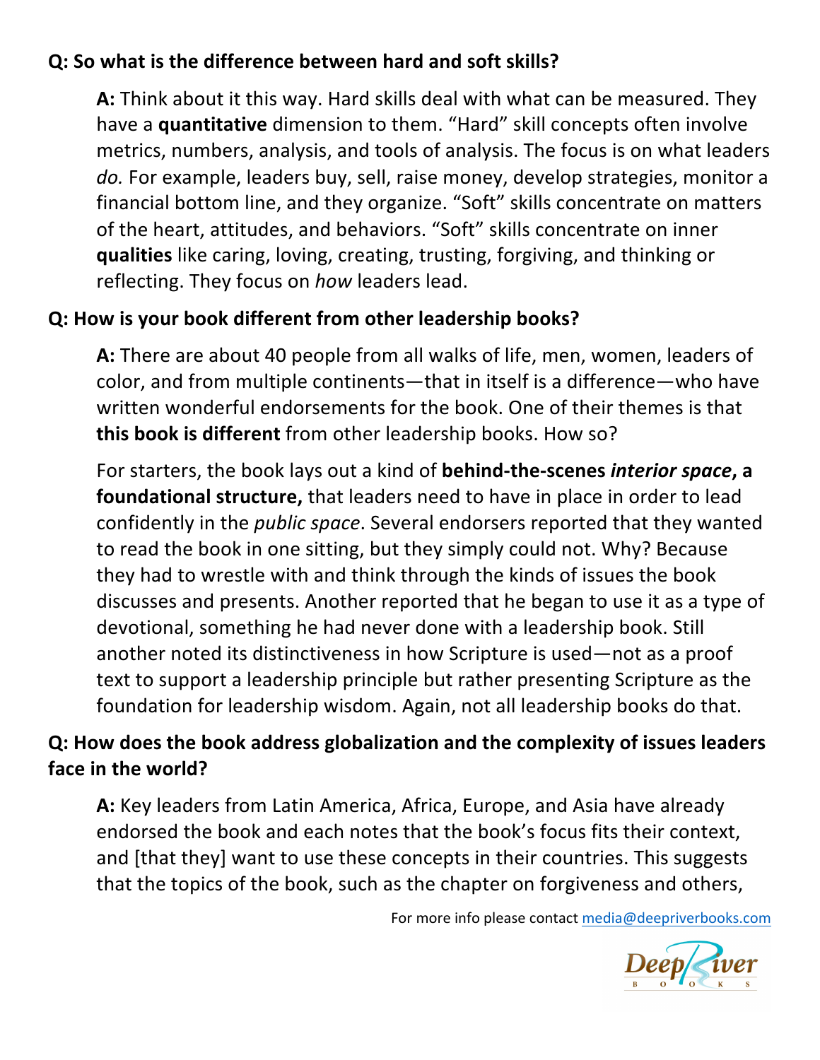**Q: So what is the difference between hard and soft skills?**

**A:** Think about it this way. Hard skills deal with what can be measured. They have a **quantitative** dimension to them. "Hard" skill concepts often involve metrics, numbers, analysis, and tools of analysis. The focus is on what leaders *do.* For example, leaders buy, sell, raise money, develop strategies, monitor a financial bottom line, and they organize. "Soft" skills concentrate on matters of the heart, attitudes, and behaviors. "Soft" skills concentrate on inner **qualities** like caring, loving, creating, trusting, forgiving, and thinking or reflecting. They focus on *how* leaders lead.

**Q: How is your book different from other leadership books?**

**A:** There are about 40 people from all walks of life, men, women, leaders of color, and from multiple continents—that in itself is a difference—who have written wonderful endorsements for the book. One of their themes is that **this book is different** from other leadership books. How so?

For starters, the book lays out a kind of **behind-the-scenes *interior space*, a foundational structure,** that leaders need to have in place in order to lead confidently in the *public space*. Several endorsers reported that they wanted to read the book in one sitting, but they simply could not. Why? Because they had to wrestle with and think through the kinds of issues the book discusses and presents. Another reported that he began to use it as a type of devotional, something he had never done with a leadership book. Still another noted its distinctiveness in how Scripture is used—not as a proof text to support a leadership principle but rather presenting Scripture as the foundation for leadership wisdom. Again, not all leadership books do that.

**Q: How does the book address globalization and the complexity of issues leaders face in the world?**

**A:** Key leaders from Latin America, Africa, Europe, and Asia have already endorsed the book and each notes that the book's focus fits their context, and [that they] want to use these concepts in their countries. This suggests that the topics of the book, such as the chapter on forgiveness and others,

For more info please contact media@deepriverbooks.com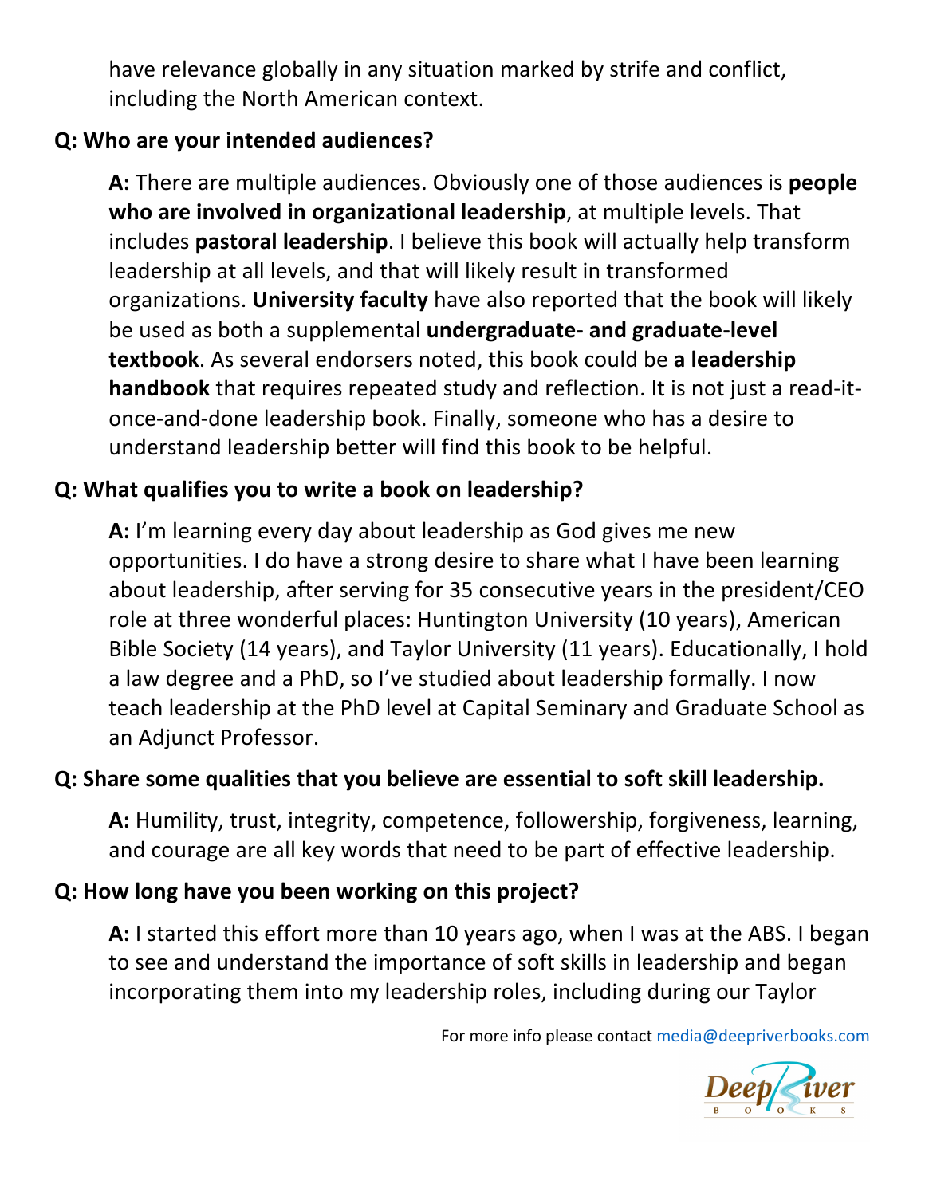have relevance globally in any situation marked by strife and conflict, including the North American context.

**Q: Who are your intended audiences?**

**A:** There are multiple audiences. Obviously one of those audiences is **people who are involved in organizational leadership**, at multiple levels. That includes **pastoral leadership**. I believe this book will actually help transform leadership at all levels, and that will likely result in transformed organizations. **University faculty** have also reported that the book will likely be used as both a supplemental **undergraduate- and graduate-level textbook**. As several endorsers noted, this book could be **a leadership handbook** that requires repeated study and reflection. It is not just a read-it-once-and-done leadership book. Finally, someone who has a desire to understand leadership better will find this book to be helpful.

**Q: What qualifies you to write a book on leadership?**

**A:** I'm learning every day about leadership as God gives me new opportunities. I do have a strong desire to share what I have been learning about leadership, after serving for 35 consecutive years in the president/CEO role at three wonderful places: Huntington University (10 years), American Bible Society (14 years), and Taylor University (11 years). Educationally, I hold a law degree and a PhD, so I've studied about leadership formally. I now teach leadership at the PhD level at Capital Seminary and Graduate School as an Adjunct Professor.

**Q: Share some qualities that you believe are essential to soft skill leadership.**

**A:** Humility, trust, integrity, competence, followership, forgiveness, learning, and courage are all key words that need to be part of effective leadership.

**Q: How long have you been working on this project?**

**A:** I started this effort more than 10 years ago, when I was at the ABS. I began to see and understand the importance of soft skills in leadership and began incorporating them into my leadership roles, including during our Taylor

For more info please contact media@deepriverbooks.com

Deep River Books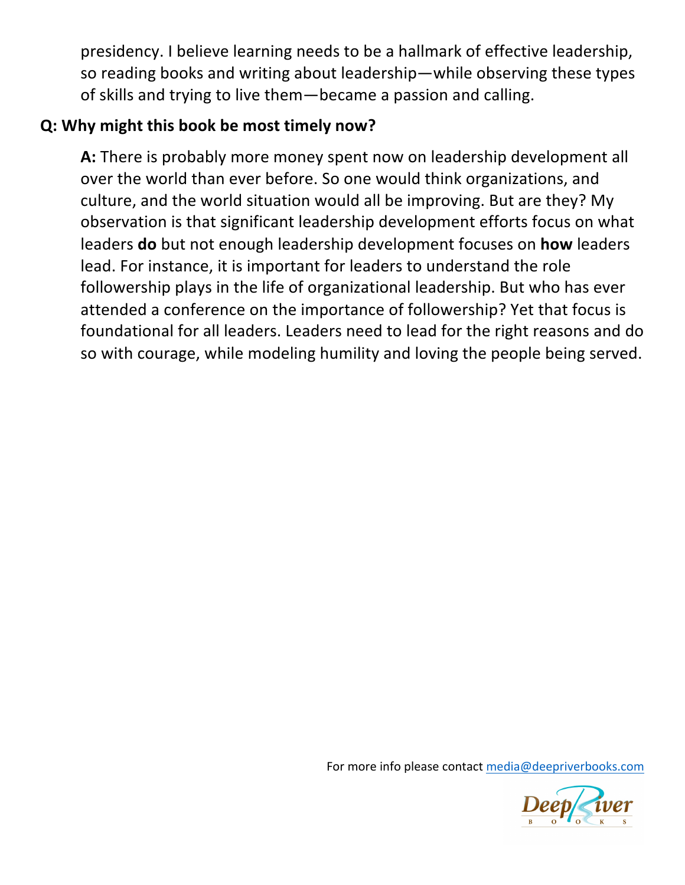presidency. I believe learning needs to be a hallmark of effective leadership, so reading books and writing about leadership—while observing these types of skills and trying to live them—became a passion and calling.

**Q: Why might this book be most timely now?**

**A:** There is probably more money spent now on leadership development all over the world than ever before. So one would think organizations, and culture, and the world situation would all be improving. But are they? My observation is that significant leadership development efforts focus on what leaders **do** but not enough leadership development focuses on **how** leaders lead. For instance, it is important for leaders to understand the role followership plays in the life of organizational leadership. But who has ever attended a conference on the importance of followership? Yet that focus is foundational for all leaders. Leaders need to lead for the right reasons and do so with courage, while modeling humility and loving the people being served.

For more info please contact media@deepriverbooks.com

Deep River BOOKS